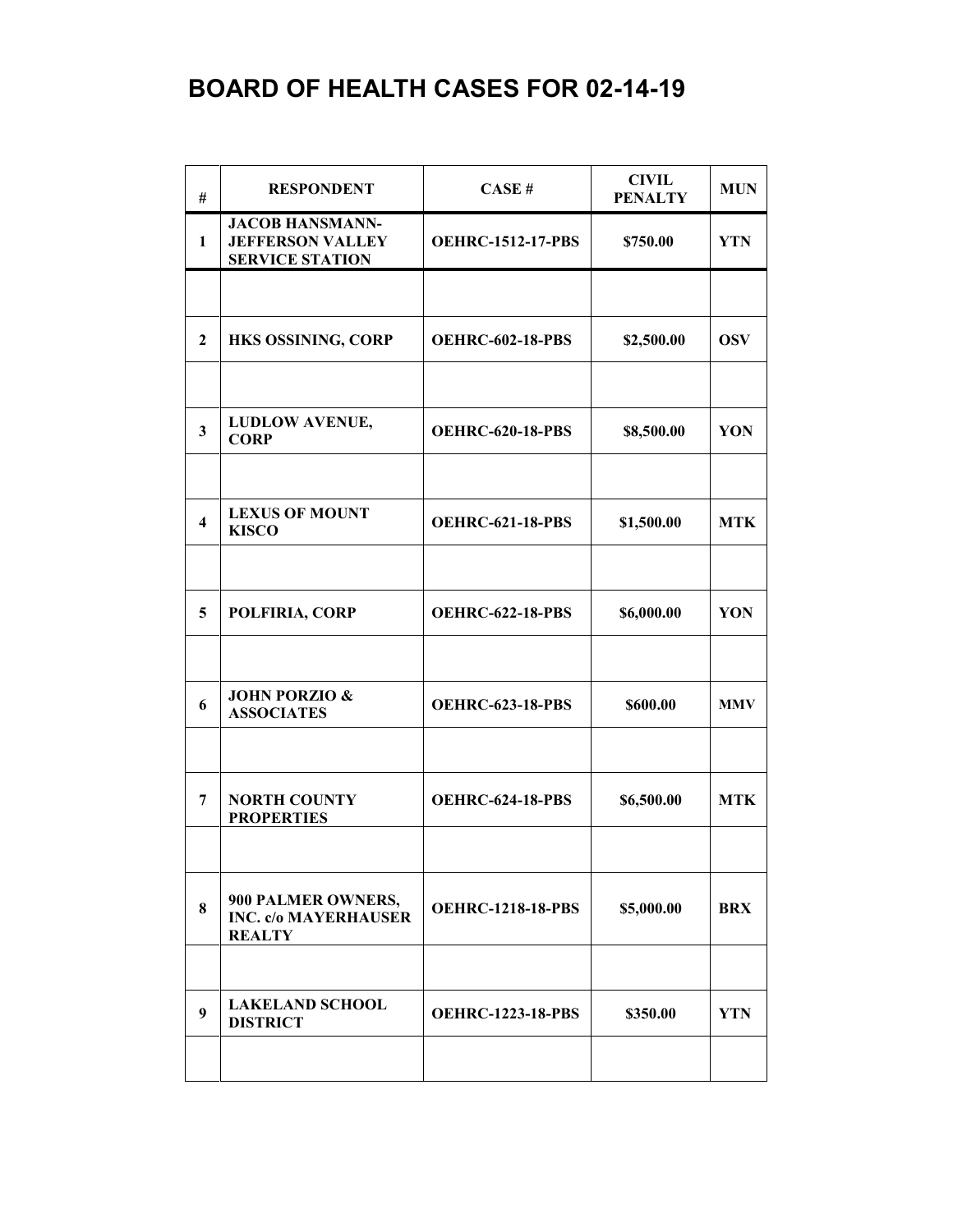# BOARD OF HEALTH CASES FOR 02-14-19

| # | RESPONDENT | CASE # | CIVIL PENALTY | MUN |
|---|---|---|---|---|
| 1 | JACOB HANSMANN-JEFFERSON VALLEY SERVICE STATION | OEHRC-1512-17-PBS | $750.00 | YTN |
| | | | | |
| 2 | HKS OSSINING, CORP | OEHRC-602-18-PBS | $2,500.00 | OSV |
| | | | | |
| 3 | LUDLOW AVENUE, CORP | OEHRC-620-18-PBS | $8,500.00 | YON |
| | | | | |
| 4 | LEXUS OF MOUNT KISCO | OEHRC-621-18-PBS | $1,500.00 | MTK |
| | | | | |
| 5 | POLFIRIA, CORP | OEHRC-622-18-PBS | $6,000.00 | YON |
| | | | | |
| 6 | JOHN PORZIO & ASSOCIATES | OEHRC-623-18-PBS | $600.00 | MMV |
| | | | | |
| 7 | NORTH COUNTY PROPERTIES | OEHRC-624-18-PBS | $6,500.00 | MTK |
| | | | | |
| 8 | 900 PALMER OWNERS, INC. c/o MAYERHAUSER REALTY | OEHRC-1218-18-PBS | $5,000.00 | BRX |
| | | | | |
| 9 | LAKELAND SCHOOL DISTRICT | OEHRC-1223-18-PBS | $350.00 | YTN |
| | | | | |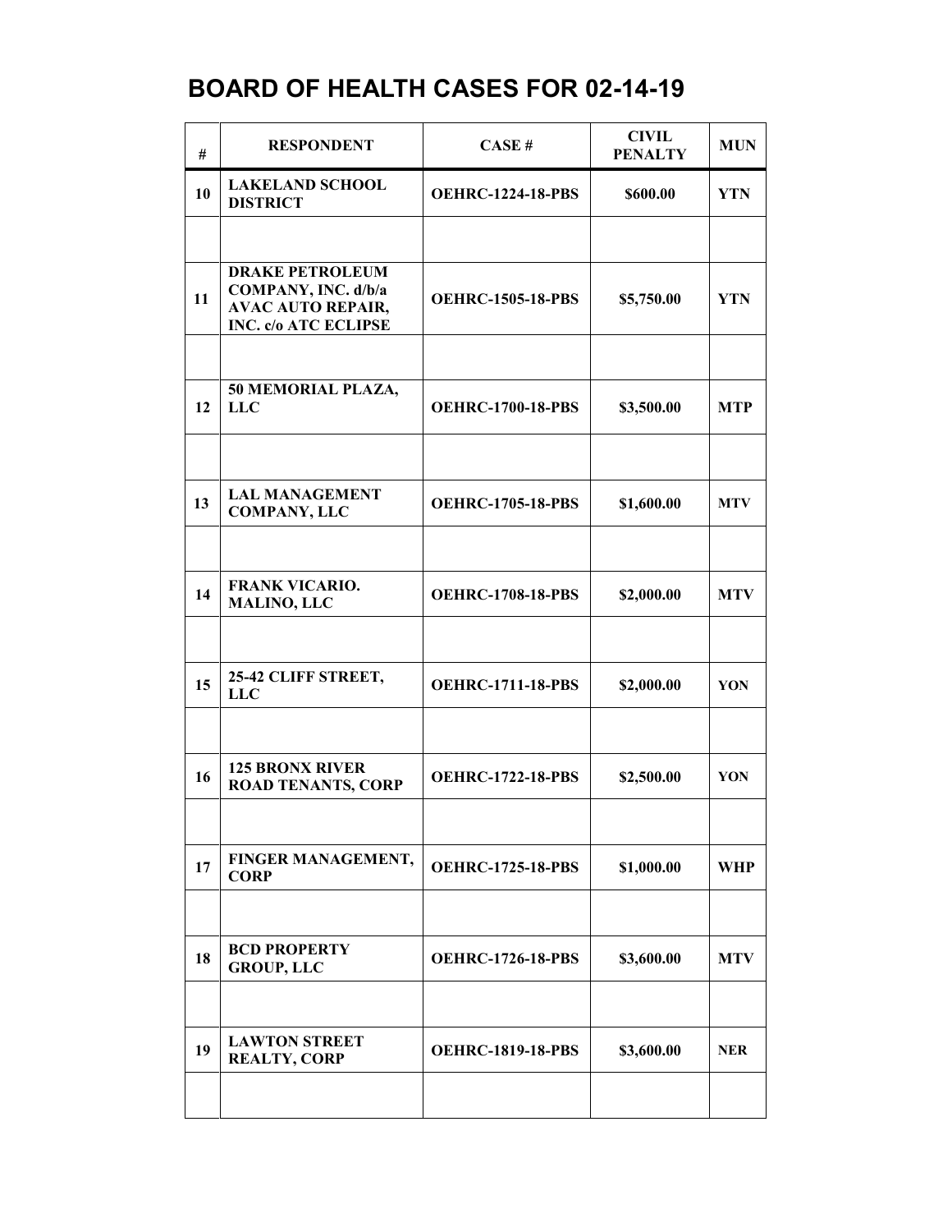# BOARD OF HEALTH CASES FOR 02-14-19

| # | RESPONDENT | CASE # | CIVIL PENALTY | MUN |
|---|---|---|---|---|
| 10 | LAKELAND SCHOOL DISTRICT | OEHRC-1224-18-PBS | $600.00 | YTN |
| | | | | |
| 11 | DRAKE PETROLEUM COMPANY, INC. d/b/a AVAC AUTO REPAIR, INC. c/o ATC ECLIPSE | OEHRC-1505-18-PBS | $5,750.00 | YTN |
| | | | | |
| 12 | 50 MEMORIAL PLAZA, LLC | OEHRC-1700-18-PBS | $3,500.00 | MTP |
| | | | | |
| 13 | LAL MANAGEMENT COMPANY, LLC | OEHRC-1705-18-PBS | $1,600.00 | MTV |
| | | | | |
| 14 | FRANK VICARIO. MALINO, LLC | OEHRC-1708-18-PBS | $2,000.00 | MTV |
| | | | | |
| 15 | 25-42 CLIFF STREET, LLC | OEHRC-1711-18-PBS | $2,000.00 | YON |
| | | | | |
| 16 | 125 BRONX RIVER ROAD TENANTS, CORP | OEHRC-1722-18-PBS | $2,500.00 | YON |
| | | | | |
| 17 | FINGER MANAGEMENT, CORP | OEHRC-1725-18-PBS | $1,000.00 | WHP |
| | | | | |
| 18 | BCD PROPERTY GROUP, LLC | OEHRC-1726-18-PBS | $3,600.00 | MTV |
| | | | | |
| 19 | LAWTON STREET REALTY, CORP | OEHRC-1819-18-PBS | $3,600.00 | NER |
| | | | | |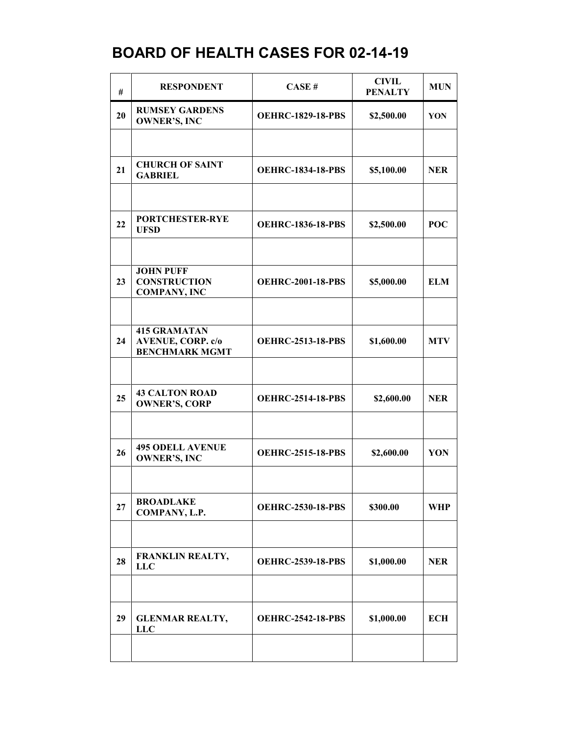# BOARD OF HEALTH CASES FOR 02-14-19

| # | RESPONDENT | CASE # | CIVIL PENALTY | MUN |
|---|---|---|---|---|
| 20 | RUMSEY GARDENS OWNER'S, INC | OEHRC-1829-18-PBS | $2,500.00 | YON |
| | | | | |
| 21 | CHURCH OF SAINT GABRIEL | OEHRC-1834-18-PBS | $5,100.00 | NER |
| | | | | |
| 22 | PORTCHESTER-RYE UFSD | OEHRC-1836-18-PBS | $2,500.00 | POC |
| | | | | |
| 23 | JOHN PUFF CONSTRUCTION COMPANY, INC | OEHRC-2001-18-PBS | $5,000.00 | ELM |
| | | | | |
| 24 | 415 GRAMATAN AVENUE, CORP. c/o BENCHMARK MGMT | OEHRC-2513-18-PBS | $1,600.00 | MTV |
| | | | | |
| 25 | 43 CALTON ROAD OWNER'S, CORP | OEHRC-2514-18-PBS | $2,600.00 | NER |
| | | | | |
| 26 | 495 ODELL AVENUE OWNER'S, INC | OEHRC-2515-18-PBS | $2,600.00 | YON |
| | | | | |
| 27 | BROADLAKE COMPANY, L.P. | OEHRC-2530-18-PBS | $300.00 | WHP |
| | | | | |
| 28 | FRANKLIN REALTY, LLC | OEHRC-2539-18-PBS | $1,000.00 | NER |
| | | | | |
| 29 | GLENMAR REALTY, LLC | OEHRC-2542-18-PBS | $1,000.00 | ECH |
| | | | | |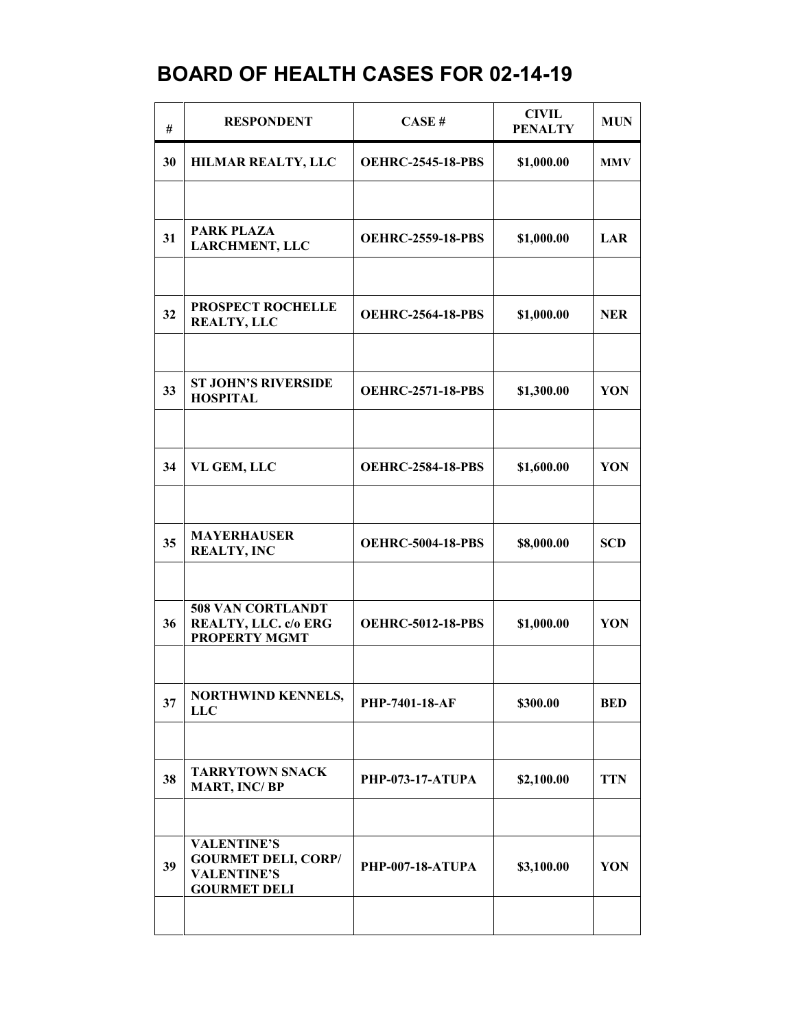# BOARD OF HEALTH CASES FOR 02-14-19

| # | RESPONDENT | CASE # | CIVIL PENALTY | MUN |
|---|---|---|---|---|
| 30 | HILMAR REALTY, LLC | OEHRC-2545-18-PBS | $1,000.00 | MMV |
| | | | | |
| 31 | PARK PLAZA LARCHMENT, LLC | OEHRC-2559-18-PBS | $1,000.00 | LAR |
| | | | | |
| 32 | PROSPECT ROCHELLE REALTY, LLC | OEHRC-2564-18-PBS | $1,000.00 | NER |
| | | | | |
| 33 | ST JOHN'S RIVERSIDE HOSPITAL | OEHRC-2571-18-PBS | $1,300.00 | YON |
| | | | | |
| 34 | VL GEM, LLC | OEHRC-2584-18-PBS | $1,600.00 | YON |
| | | | | |
| 35 | MAYERHAUSER REALTY, INC | OEHRC-5004-18-PBS | $8,000.00 | SCD |
| | | | | |
| 36 | 508 VAN CORTLANDT REALTY, LLC. c/o ERG PROPERTY MGMT | OEHRC-5012-18-PBS | $1,000.00 | YON |
| | | | | |
| 37 | NORTHWIND KENNELS, LLC | PHP-7401-18-AF | $300.00 | BED |
| | | | | |
| 38 | TARRYTOWN SNACK MART, INC/ BP | PHP-073-17-ATUPA | $2,100.00 | TTN |
| | | | | |
| 39 | VALENTINE'S GOURMET DELI, CORP/ VALENTINE'S GOURMET DELI | PHP-007-18-ATUPA | $3,100.00 | YON |
| | | | | |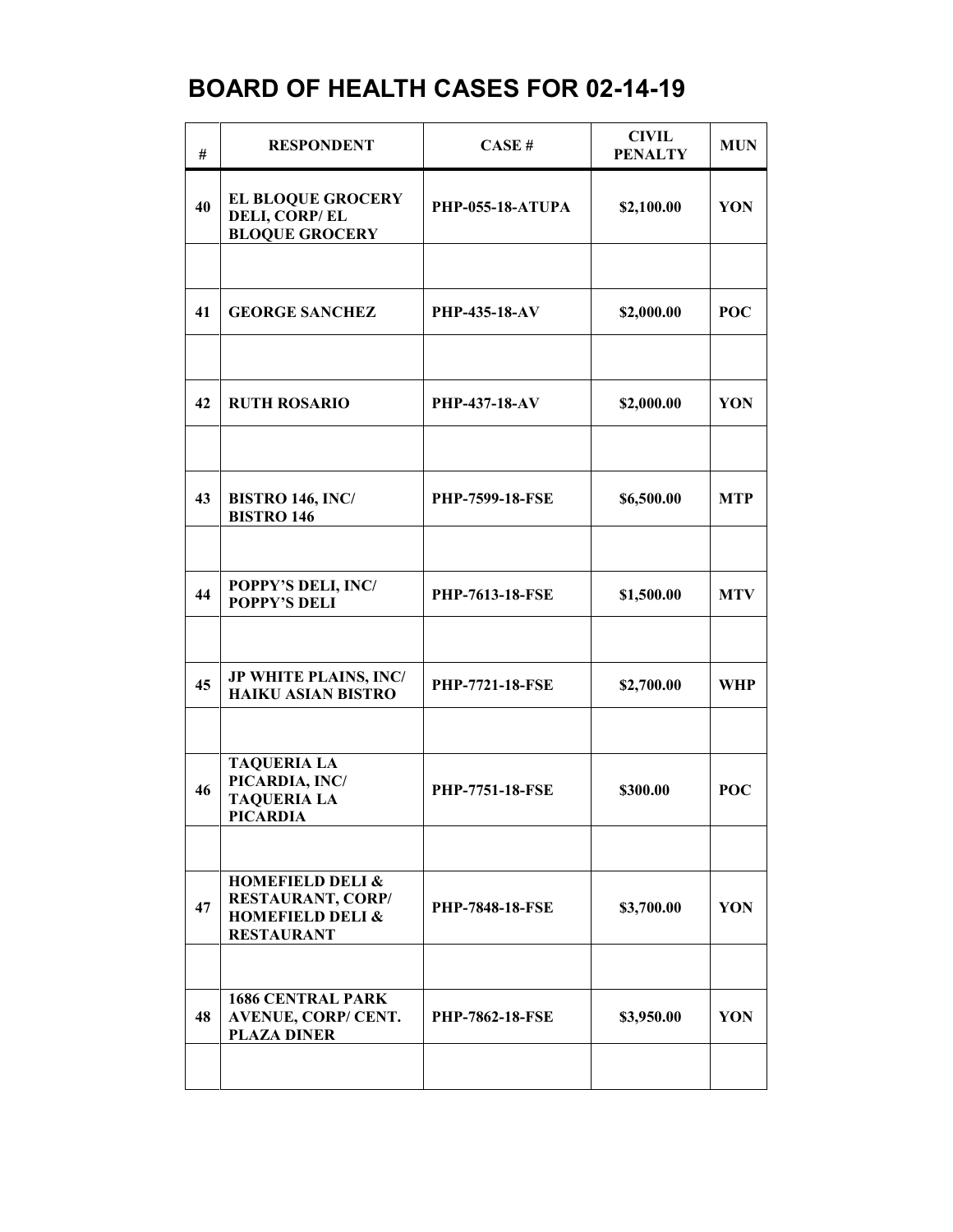# BOARD OF HEALTH CASES FOR 02-14-19

| # | RESPONDENT | CASE # | CIVIL PENALTY | MUN |
|---|---|---|---|---|
| 40 | **EL BLOQUE GROCERY DELI, CORP/ EL BLOQUE GROCERY** | PHP-055-18-ATUPA | $2,100.00 | YON |
| | | | | |
| 41 | **GEORGE SANCHEZ** | PHP-435-18-AV | $2,000.00 | POC |
| | | | | |
| 42 | **RUTH ROSARIO** | PHP-437-18-AV | $2,000.00 | YON |
| | | | | |
| 43 | **BISTRO 146, INC/ BISTRO 146** | PHP-7599-18-FSE | $6,500.00 | MTP |
| | | | | |
| 44 | **POPPY'S DELI, INC/ POPPY'S DELI** | PHP-7613-18-FSE | $1,500.00 | MTV |
| | | | | |
| 45 | **JP WHITE PLAINS, INC/ HAIKU ASIAN BISTRO** | PHP-7721-18-FSE | $2,700.00 | WHP |
| | | | | |
| 46 | **TAQUERIA LA PICARDIA, INC/ TAQUERIA LA PICARDIA** | PHP-7751-18-FSE | $300.00 | POC |
| | | | | |
| 47 | **HOMEFIELD DELI & RESTAURANT, CORP/ HOMEFIELD DELI & RESTAURANT** | PHP-7848-18-FSE | $3,700.00 | YON |
| | | | | |
| 48 | **1686 CENTRAL PARK AVENUE, CORP/ CENT. PLAZA DINER** | PHP-7862-18-FSE | $3,950.00 | YON |
| | | | | |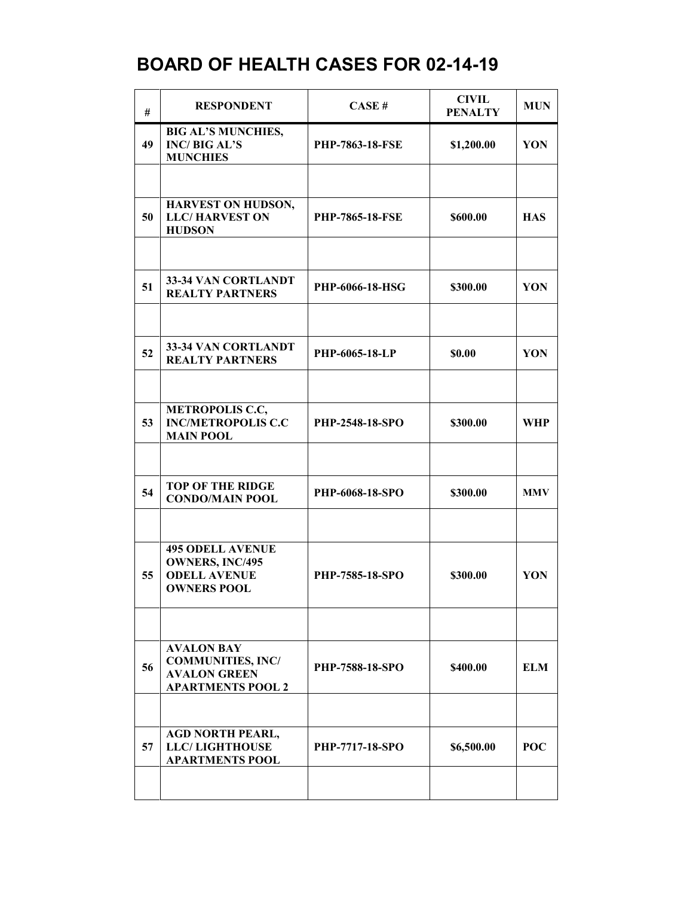# BOARD OF HEALTH CASES FOR 02-14-19

| # | RESPONDENT | CASE # | CIVIL PENALTY | MUN |
|---|---|---|---|---|
| 49 | **BIG AL'S MUNCHIES, INC/ BIG AL'S MUNCHIES** | **PHP-7863-18-FSE** | **$1,200.00** | **YON** |
| | | | | |
| 50 | **HARVEST ON HUDSON, LLC/ HARVEST ON HUDSON** | **PHP-7865-18-FSE** | **$600.00** | **HAS** |
| | | | | |
| 51 | **33-34 VAN CORTLANDT REALTY PARTNERS** | **PHP-6066-18-HSG** | **$300.00** | **YON** |
| | | | | |
| 52 | **33-34 VAN CORTLANDT REALTY PARTNERS** | **PHP-6065-18-LP** | **$0.00** | **YON** |
| | | | | |
| 53 | **METROPOLIS C.C, INC/METROPOLIS C.C MAIN POOL** | **PHP-2548-18-SPO** | **$300.00** | **WHP** |
| | | | | |
| 54 | **TOP OF THE RIDGE CONDO/MAIN POOL** | **PHP-6068-18-SPO** | **$300.00** | **MMV** |
| | | | | |
| 55 | **495 ODELL AVENUE OWNERS, INC/495 ODELL AVENUE OWNERS POOL** | **PHP-7585-18-SPO** | **$300.00** | **YON** |
| | | | | |
| 56 | **AVALON BAY COMMUNITIES, INC/ AVALON GREEN APARTMENTS POOL 2** | **PHP-7588-18-SPO** | **$400.00** | **ELM** |
| | | | | |
| 57 | **AGD NORTH PEARL, LLC/ LIGHTHOUSE APARTMENTS POOL** | **PHP-7717-18-SPO** | **$6,500.00** | **POC** |
| | | | | |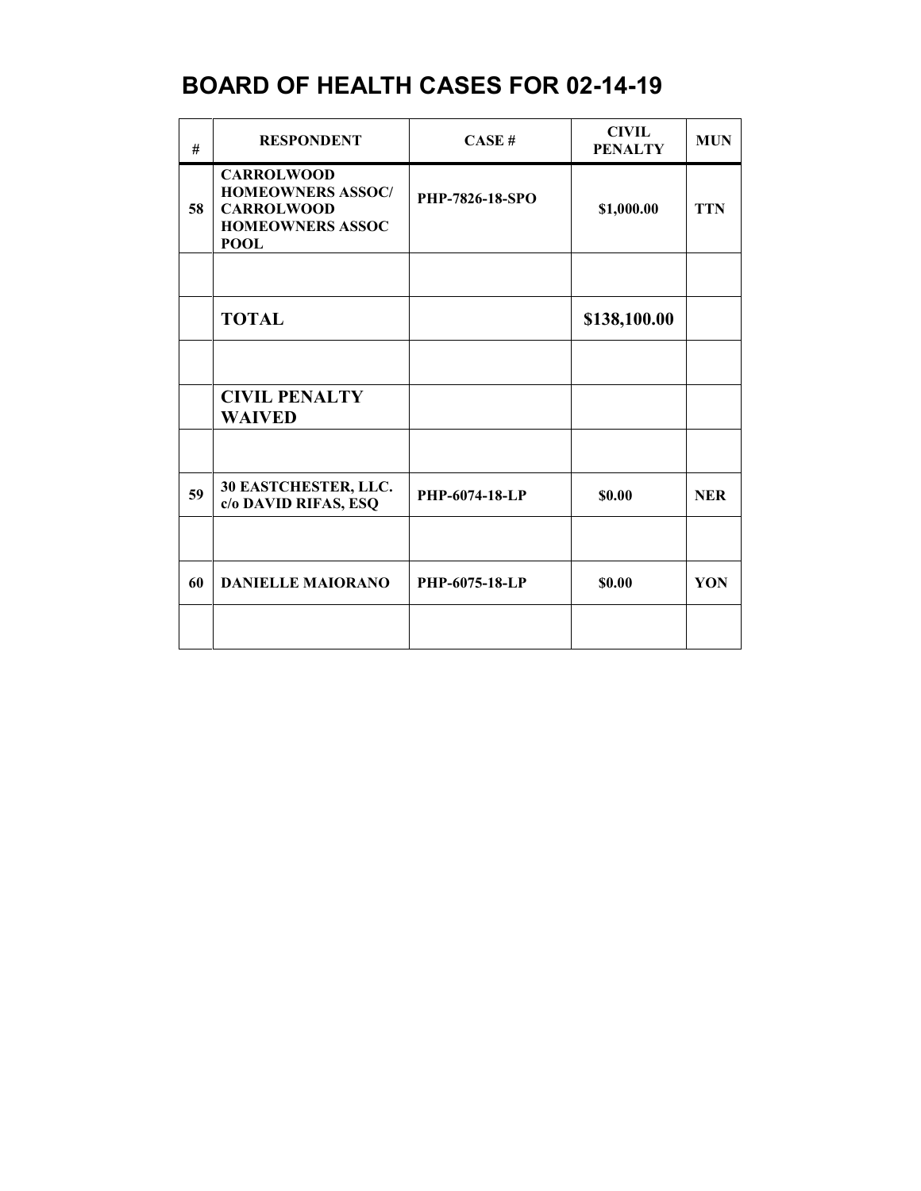# BOARD OF HEALTH CASES FOR 02-14-19

| # | RESPONDENT | CASE # | CIVIL PENALTY | MUN |
|---|---|---|---|---|
| 58 | **CARROLWOOD HOMEOWNERS ASSOC/ CARROLWOOD HOMEOWNERS ASSOC POOL** | **PHP-7826-18-SPO** | **$1,000.00** | **TTN** |
| | | | | |
| | **TOTAL** | | **$138,100.00** | |
| | | | | |
| | **CIVIL PENALTY WAIVED** | | | |
| | | | | |
| 59 | **30 EASTCHESTER, LLC. c/o DAVID RIFAS, ESQ** | **PHP-6074-18-LP** | **$0.00** | **NER** |
| | | | | |
| 60 | **DANIELLE MAIORANO** | **PHP-6075-18-LP** | **$0.00** | **YON** |
| | | | | |